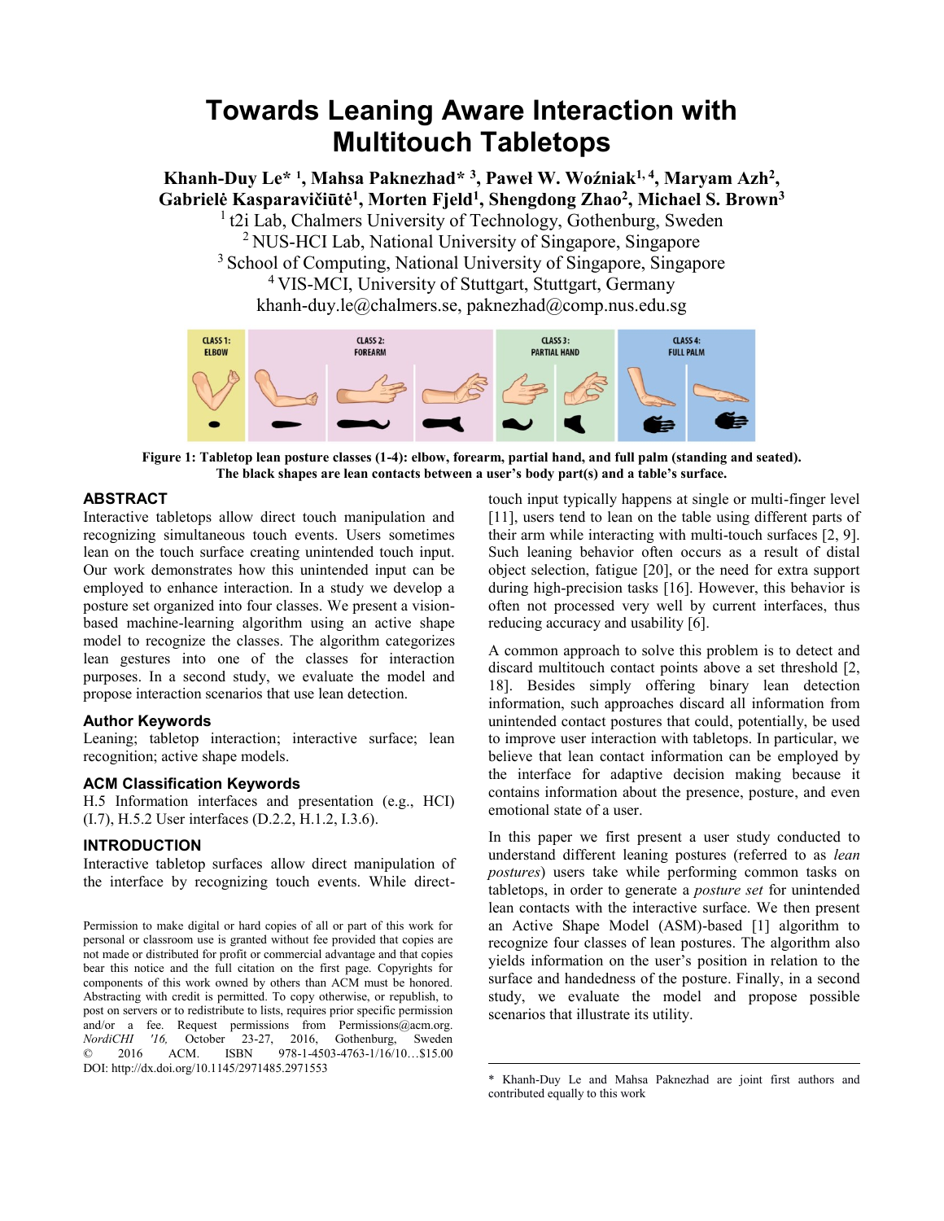# Towards Leaning Aware Interaction with Multitouch Tabletops

**Khanh-Duy Le* [1], Mahsa Paknezhad* [3], Paweł W. Woźniak[1, 4], Maryam Azh[2], Gabrielė Kasparavičiūtė[1], Morten Fjeld[1], Shengdong Zhao[2], Michael S. Brown[3]**

[1] t2i Lab, Chalmers University of Technology, Gothenburg, Sweden
[2] NUS-HCI Lab, National University of Singapore, Singapore
[3] School of Computing, National University of Singapore, Singapore
[4] VIS-MCI, University of Stuttgart, Stuttgart, Germany
khanh-duy.le@chalmers.se, paknezhad@comp.nus.edu.sg

**Figure 1: Tabletop lean posture classes (1-4): elbow, forearm, partial hand, and full palm (standing and seated). The black shapes are lean contacts between a user's body part(s) and a table's surface.**

## ABSTRACT

Interactive tabletops allow direct touch manipulation and recognizing simultaneous touch events. Users sometimes lean on the touch surface creating unintended touch input. Our work demonstrates how this unintended input can be employed to enhance interaction. In a study we develop a posture set organized into four classes. We present a vision-based machine-learning algorithm using an active shape model to recognize the classes. The algorithm categorizes lean gestures into one of the classes for interaction purposes. In a second study, we evaluate the model and propose interaction scenarios that use lean detection.

### Author Keywords

Leaning; tabletop interaction; interactive surface; lean recognition; active shape models.

### ACM Classification Keywords

H.5 Information interfaces and presentation (e.g., HCI) (I.7), H.5.2 User interfaces (D.2.2, H.1.2, I.3.6).

## INTRODUCTION

Interactive tabletop surfaces allow direct manipulation of the interface by recognizing touch events. While direct-touch input typically happens at single or multi-finger level [11], users tend to lean on the table using different parts of their arm while interacting with multi-touch surfaces [2, 9]. Such leaning behavior often occurs as a result of distal object selection, fatigue [20], or the need for extra support during high-precision tasks [16]. However, this behavior is often not processed very well by current interfaces, thus reducing accuracy and usability [6].

A common approach to solve this problem is to detect and discard multitouch contact points above a set threshold [2, 18]. Besides simply offering binary lean detection information, such approaches discard all information from unintended contact postures that could, potentially, be used to improve user interaction with tabletops. In particular, we believe that lean contact information can be employed by the interface for adaptive decision making because it contains information about the presence, posture, and even emotional state of a user.

In this paper we first present a user study conducted to understand different leaning postures (referred to as *lean postures*) users take while performing common tasks on tabletops, in order to generate a *posture set* for unintended lean contacts with the interactive surface. We then present an Active Shape Model (ASM)-based [1] algorithm to recognize four classes of lean postures. The algorithm also yields information on the user's position in relation to the surface and handedness of the posture. Finally, in a second study, we evaluate the model and propose possible scenarios that illustrate its utility.

Permission to make digital or hard copies of all or part of this work for personal or classroom use is granted without fee provided that copies are not made or distributed for profit or commercial advantage and that copies bear this notice and the full citation on the first page. Copyrights for components of this work owned by others than ACM must be honored. Abstracting with credit is permitted. To copy otherwise, or republish, to post on servers or to redistribute to lists, requires prior specific permission and/or a fee. Request permissions from Permissions@acm.org.
*NordiCHI '16,* October 23-27, 2016, Gothenburg, Sweden
© 2016 ACM. ISBN 978-1-4503-4763-1/16/10…$15.00
DOI: http://dx.doi.org/10.1145/2971485.2971553

* Khanh-Duy Le and Mahsa Paknezhad are joint first authors and contributed equally to this work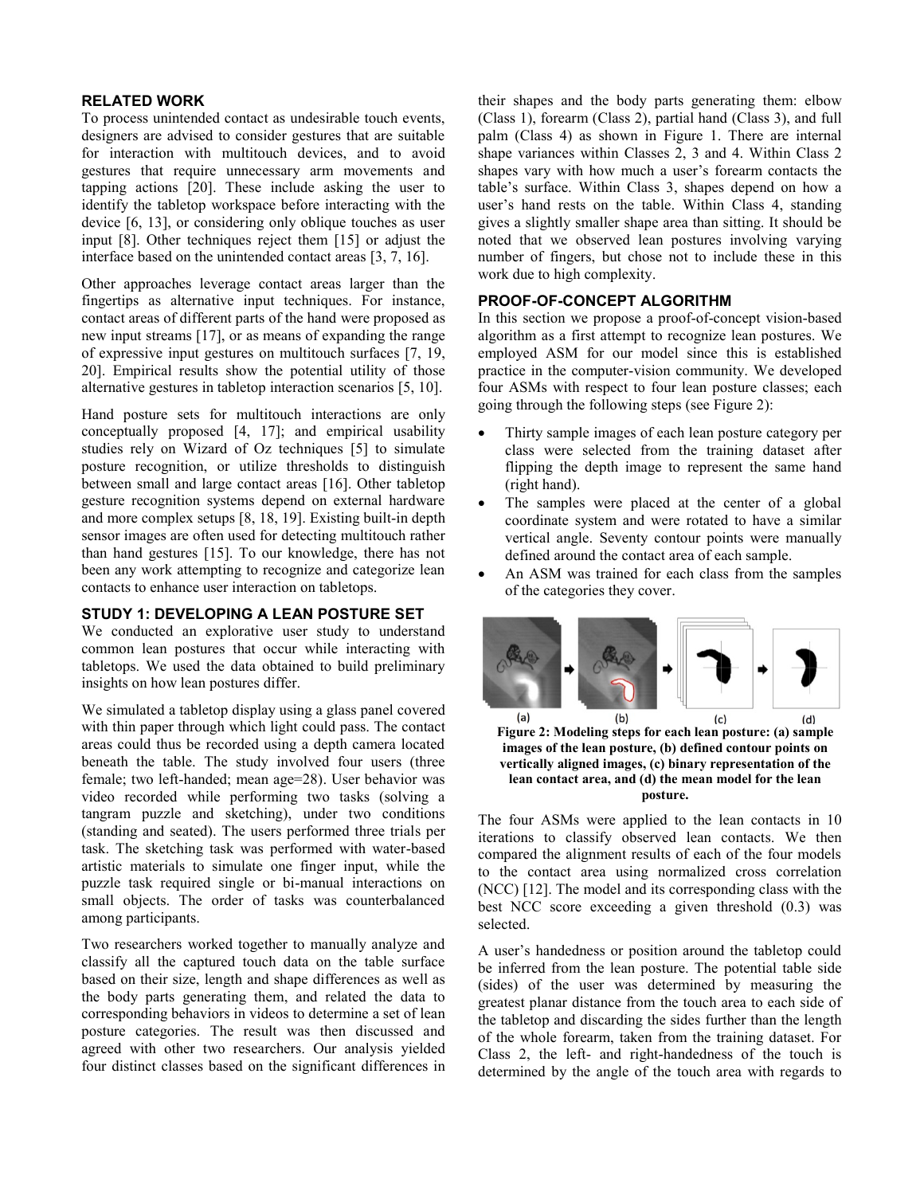## RELATED WORK

To process unintended contact as undesirable touch events, designers are advised to consider gestures that are suitable for interaction with multitouch devices, and to avoid gestures that require unnecessary arm movements and tapping actions [20]. These include asking the user to identify the tabletop workspace before interacting with the device [6, 13], or considering only oblique touches as user input [8]. Other techniques reject them [15] or adjust the interface based on the unintended contact areas [3, 7, 16].

Other approaches leverage contact areas larger than the fingertips as alternative input techniques. For instance, contact areas of different parts of the hand were proposed as new input streams [17], or as means of expanding the range of expressive input gestures on multitouch surfaces [7, 19, 20]. Empirical results show the potential utility of those alternative gestures in tabletop interaction scenarios [5, 10].

Hand posture sets for multitouch interactions are only conceptually proposed [4, 17]; and empirical usability studies rely on Wizard of Oz techniques [5] to simulate posture recognition, or utilize thresholds to distinguish between small and large contact areas [16]. Other tabletop gesture recognition systems depend on external hardware and more complex setups [8, 18, 19]. Existing built-in depth sensor images are often used for detecting multitouch rather than hand gestures [15]. To our knowledge, there has not been any work attempting to recognize and categorize lean contacts to enhance user interaction on tabletops.

## STUDY 1: DEVELOPING A LEAN POSTURE SET

We conducted an explorative user study to understand common lean postures that occur while interacting with tabletops. We used the data obtained to build preliminary insights on how lean postures differ.

We simulated a tabletop display using a glass panel covered with thin paper through which light could pass. The contact areas could thus be recorded using a depth camera located beneath the table. The study involved four users (three female; two left-handed; mean age=28). User behavior was video recorded while performing two tasks (solving a tangram puzzle and sketching), under two conditions (standing and seated). The users performed three trials per task. The sketching task was performed with water-based artistic materials to simulate one finger input, while the puzzle task required single or bi-manual interactions on small objects. The order of tasks was counterbalanced among participants.

Two researchers worked together to manually analyze and classify all the captured touch data on the table surface based on their size, length and shape differences as well as the body parts generating them, and related the data to corresponding behaviors in videos to determine a set of lean posture categories. The result was then discussed and agreed with other two researchers. Our analysis yielded four distinct classes based on the significant differences in their shapes and the body parts generating them: elbow (Class 1), forearm (Class 2), partial hand (Class 3), and full palm (Class 4) as shown in Figure 1. There are internal shape variances within Classes 2, 3 and 4. Within Class 2 shapes vary with how much a user's forearm contacts the table's surface. Within Class 3, shapes depend on how a user's hand rests on the table. Within Class 4, standing gives a slightly smaller shape area than sitting. It should be noted that we observed lean postures involving varying number of fingers, but chose not to include these in this work due to high complexity.

## PROOF-OF-CONCEPT ALGORITHM

In this section we propose a proof-of-concept vision-based algorithm as a first attempt to recognize lean postures. We employed ASM for our model since this is established practice in the computer-vision community. We developed four ASMs with respect to four lean posture classes; each going through the following steps (see Figure 2):

- Thirty sample images of each lean posture category per class were selected from the training dataset after flipping the depth image to represent the same hand (right hand).
- The samples were placed at the center of a global coordinate system and were rotated to have a similar vertical angle. Seventy contour points were manually defined around the contact area of each sample.
- An ASM was trained for each class from the samples of the categories they cover.

**Figure 2: Modeling steps for each lean posture: (a) sample images of the lean posture, (b) defined contour points on vertically aligned images, (c) binary representation of the lean contact area, and (d) the mean model for the lean posture.**

The four ASMs were applied to the lean contacts in 10 iterations to classify observed lean contacts. We then compared the alignment results of each of the four models to the contact area using normalized cross correlation (NCC) [12]. The model and its corresponding class with the best NCC score exceeding a given threshold (0.3) was selected.

A user's handedness or position around the tabletop could be inferred from the lean posture. The potential table side (sides) of the user was determined by measuring the greatest planar distance from the touch area to each side of the tabletop and discarding the sides further than the length of the whole forearm, taken from the training dataset. For Class 2, the left- and right-handedness of the touch is determined by the angle of the touch area with regards to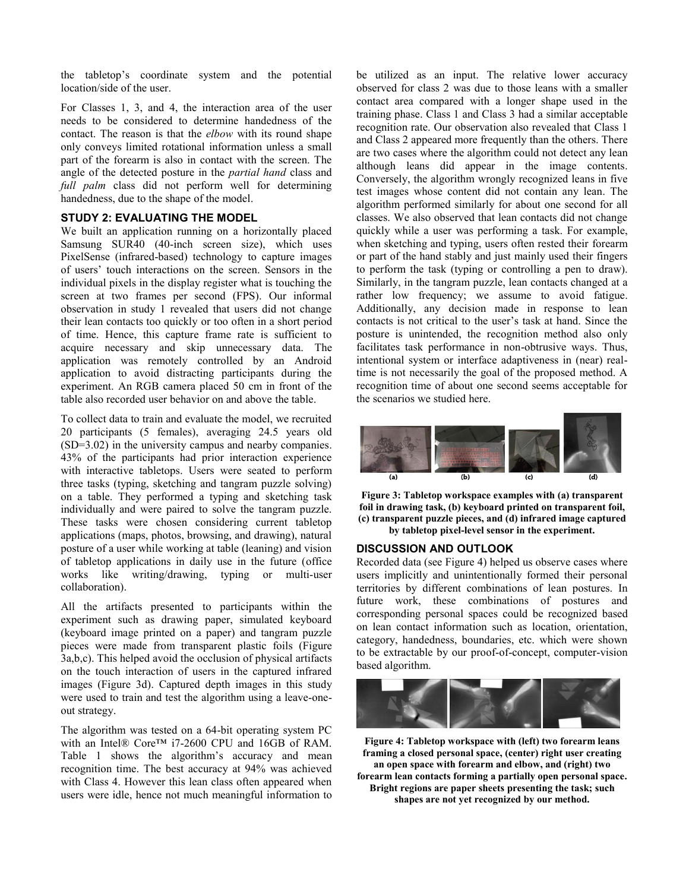the tabletop's coordinate system and the potential location/side of the user.

For Classes 1, 3, and 4, the interaction area of the user needs to be considered to determine handedness of the contact. The reason is that the *elbow* with its round shape only conveys limited rotational information unless a small part of the forearm is also in contact with the screen. The angle of the detected posture in the *partial hand* class and *full palm* class did not perform well for determining handedness, due to the shape of the model.

### STUDY 2: EVALUATING THE MODEL

We built an application running on a horizontally placed Samsung SUR40 (40-inch screen size), which uses PixelSense (infrared-based) technology to capture images of users' touch interactions on the screen. Sensors in the individual pixels in the display register what is touching the screen at two frames per second (FPS). Our informal observation in study 1 revealed that users did not change their lean contacts too quickly or too often in a short period of time. Hence, this capture frame rate is sufficient to acquire necessary and skip unnecessary data. The application was remotely controlled by an Android application to avoid distracting participants during the experiment. An RGB camera placed 50 cm in front of the table also recorded user behavior on and above the table.

To collect data to train and evaluate the model, we recruited 20 participants (5 females), averaging 24.5 years old (SD=3.02) in the university campus and nearby companies. 43% of the participants had prior interaction experience with interactive tabletops. Users were seated to perform three tasks (typing, sketching and tangram puzzle solving) on a table. They performed a typing and sketching task individually and were paired to solve the tangram puzzle. These tasks were chosen considering current tabletop applications (maps, photos, browsing, and drawing), natural posture of a user while working at table (leaning) and vision of tabletop applications in daily use in the future (office works like writing/drawing, typing or multi-user collaboration).

All the artifacts presented to participants within the experiment such as drawing paper, simulated keyboard (keyboard image printed on a paper) and tangram puzzle pieces were made from transparent plastic foils (Figure 3a,b,c). This helped avoid the occlusion of physical artifacts on the touch interaction of users in the captured infrared images (Figure 3d). Captured depth images in this study were used to train and test the algorithm using a leave-one-out strategy.

The algorithm was tested on a 64-bit operating system PC with an Intel® Core™ i7-2600 CPU and 16GB of RAM. Table 1 shows the algorithm's accuracy and mean recognition time. The best accuracy at 94% was achieved with Class 4. However this lean class often appeared when users were idle, hence not much meaningful information to be utilized as an input. The relative lower accuracy observed for class 2 was due to those leans with a smaller contact area compared with a longer shape used in the training phase. Class 1 and Class 3 had a similar acceptable recognition rate. Our observation also revealed that Class 1 and Class 2 appeared more frequently than the others. There are two cases where the algorithm could not detect any lean although leans did appear in the image contents. Conversely, the algorithm wrongly recognized leans in five test images whose content did not contain any lean. The algorithm performed similarly for about one second for all classes. We also observed that lean contacts did not change quickly while a user was performing a task. For example, when sketching and typing, users often rested their forearm or part of the hand stably and just mainly used their fingers to perform the task (typing or controlling a pen to draw). Similarly, in the tangram puzzle, lean contacts changed at a rather low frequency; we assume to avoid fatigue. Additionally, any decision made in response to lean contacts is not critical to the user's task at hand. Since the posture is unintended, the recognition method also only facilitates task performance in non-obtrusive ways. Thus, intentional system or interface adaptiveness in (near) real-time is not necessarily the goal of the proposed method. A recognition time of about one second seems acceptable for the scenarios we studied here.

**Figure 3: Tabletop workspace examples with (a) transparent foil in drawing task, (b) keyboard printed on transparent foil, (c) transparent puzzle pieces, and (d) infrared image captured by tabletop pixel-level sensor in the experiment.**

### DISCUSSION AND OUTLOOK

Recorded data (see Figure 4) helped us observe cases where users implicitly and unintentionally formed their personal territories by different combinations of lean postures. In future work, these combinations of postures and corresponding personal spaces could be recognized based on lean contact information such as location, orientation, category, handedness, boundaries, etc. which were shown to be extractable by our proof-of-concept, computer-vision based algorithm.

**Figure 4: Tabletop workspace with (left) two forearm leans framing a closed personal space, (center) right user creating an open space with forearm and elbow, and (right) two forearm lean contacts forming a partially open personal space. Bright regions are paper sheets presenting the task; such shapes are not yet recognized by our method.**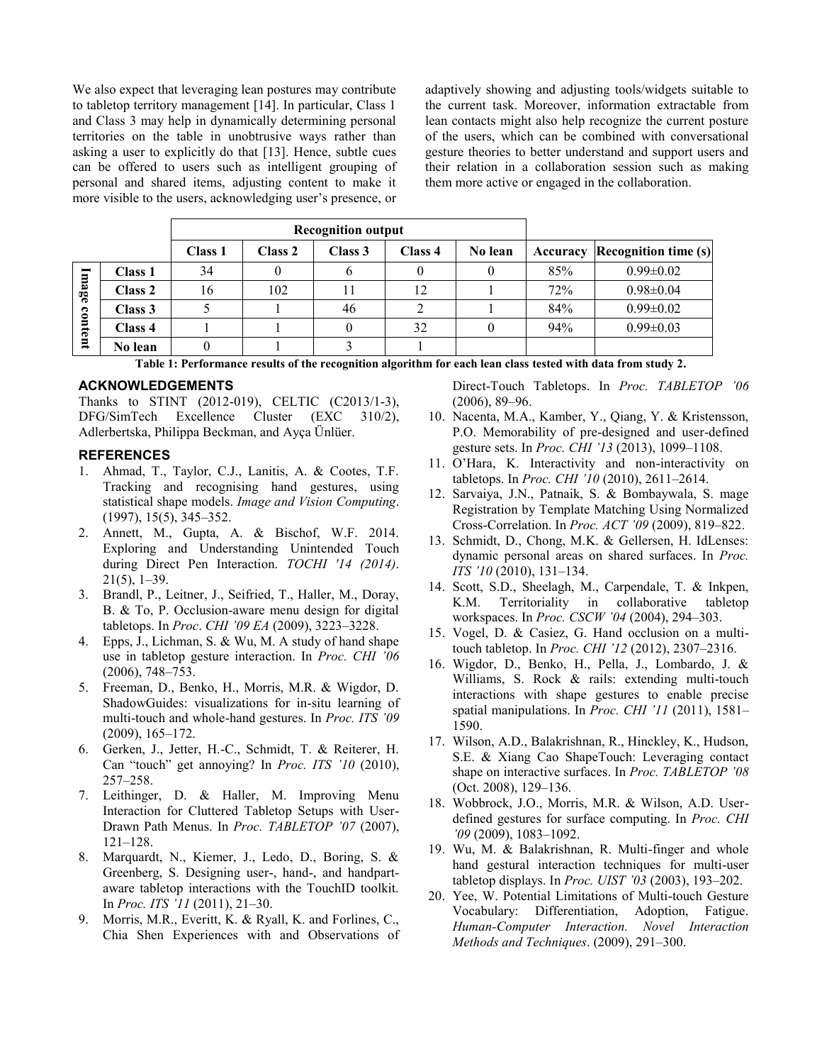We also expect that leveraging lean postures may contribute to tabletop territory management [14]. In particular, Class 1 and Class 3 may help in dynamically determining personal territories on the table in unobtrusive ways rather than asking a user to explicitly do that [13]. Hence, subtle cues can be offered to users such as intelligent grouping of personal and shared items, adjusting content to make it more visible to the users, acknowledging user's presence, or adaptively showing and adjusting tools/widgets suitable to the current task. Moreover, information extractable from lean contacts might also help recognize the current posture of the users, which can be combined with conversational gesture theories to better understand and support users and their relation in a collaboration session such as making them more active or engaged in the collaboration.

| | | Recognition output | | | | | | |
|---|---|---|---|---|---|---|---|---|
| | | Class 1 | Class 2 | Class 3 | Class 4 | No lean | Accuracy | Recognition time (s) |
| Image content | Class 1 | 34 | 0 | 6 | 0 | 0 | 85% | 0.99±0.02 |
| | Class 2 | 16 | 102 | 11 | 12 | 1 | 72% | 0.98±0.04 |
| | Class 3 | 5 | 1 | 46 | 2 | 1 | 84% | 0.99±0.02 |
| | Class 4 | 1 | 1 | 0 | 32 | 0 | 94% | 0.99±0.03 |
| | No lean | 0 | 1 | 3 | 1 | | | |

**Table 1: Performance results of the recognition algorithm for each lean class tested with data from study 2.**

## ACKNOWLEDGEMENTS

Thanks to STINT (2012-019), CELTIC (C2013/1-3), DFG/SimTech Excellence Cluster (EXC 310/2), Adlerbertska, Philippa Beckman, and Ayça Ünlüer.

## REFERENCES

1. Ahmad, T., Taylor, C.J., Lanitis, A. & Cootes, T.F. Tracking and recognising hand gestures, using statistical shape models. *Image and Vision Computing*. (1997), 15(5), 345–352.
2. Annett, M., Gupta, A. & Bischof, W.F. 2014. Exploring and Understanding Unintended Touch during Direct Pen Interaction. *TOCHI '14 (2014)*. 21(5), 1–39.
3. Brandl, P., Leitner, J., Seifried, T., Haller, M., Doray, B. & To, P. Occlusion-aware menu design for digital tabletops. In *Proc*. *CHI '09 EA* (2009), 3223–3228.
4. Epps, J., Lichman, S. & Wu, M. A study of hand shape use in tabletop gesture interaction. In *Proc. CHI '06* (2006), 748–753.
5. Freeman, D., Benko, H., Morris, M.R. & Wigdor, D. ShadowGuides: visualizations for in-situ learning of multi-touch and whole-hand gestures. In *Proc. ITS '09* (2009), 165–172.
6. Gerken, J., Jetter, H.-C., Schmidt, T. & Reiterer, H. Can "touch" get annoying? In *Proc. ITS '10* (2010), 257–258.
7. Leithinger, D. & Haller, M. Improving Menu Interaction for Cluttered Tabletop Setups with User-Drawn Path Menus. In *Proc. TABLETOP '07* (2007), 121–128.
8. Marquardt, N., Kiemer, J., Ledo, D., Boring, S. & Greenberg, S. Designing user-, hand-, and handpart-aware tabletop interactions with the TouchID toolkit. In *Proc. ITS '11* (2011), 21–30.
9. Morris, M.R., Everitt, K. & Ryall, K. and Forlines, C., Chia Shen Experiences with and Observations of Direct-Touch Tabletops. In *Proc. TABLETOP '06* (2006), 89–96.
10. Nacenta, M.A., Kamber, Y., Qiang, Y. & Kristensson, P.O. Memorability of pre-designed and user-defined gesture sets. In *Proc. CHI '13* (2013), 1099–1108.
11. O'Hara, K. Interactivity and non-interactivity on tabletops. In *Proc. CHI '10* (2010), 2611–2614.
12. Sarvaiya, J.N., Patnaik, S. & Bombaywala, S. mage Registration by Template Matching Using Normalized Cross-Correlation. In *Proc. ACT '09* (2009), 819–822.
13. Schmidt, D., Chong, M.K. & Gellersen, H. IdLenses: dynamic personal areas on shared surfaces. In *Proc. ITS '10* (2010), 131–134.
14. Scott, S.D., Sheelagh, M., Carpendale, T. & Inkpen, K.M. Territoriality in collaborative tabletop workspaces. In *Proc. CSCW '04* (2004), 294–303.
15. Vogel, D. & Casiez, G. Hand occlusion on a multi-touch tabletop. In *Proc. CHI '12* (2012), 2307–2316.
16. Wigdor, D., Benko, H., Pella, J., Lombardo, J. & Williams, S. Rock & rails: extending multi-touch interactions with shape gestures to enable precise spatial manipulations. In *Proc. CHI '11* (2011), 1581–1590.
17. Wilson, A.D., Balakrishnan, R., Hinckley, K., Hudson, S.E. & Xiang Cao ShapeTouch: Leveraging contact shape on interactive surfaces. In *Proc. TABLETOP '08* (Oct. 2008), 129–136.
18. Wobbrock, J.O., Morris, M.R. & Wilson, A.D. User-defined gestures for surface computing. In *Proc. CHI '09* (2009), 1083–1092.
19. Wu, M. & Balakrishnan, R. Multi-finger and whole hand gestural interaction techniques for multi-user tabletop displays. In *Proc. UIST '03* (2003), 193–202.
20. Yee, W. Potential Limitations of Multi-touch Gesture Vocabulary: Differentiation, Adoption, Fatigue. *Human-Computer Interaction. Novel Interaction Methods and Techniques*. (2009), 291–300.